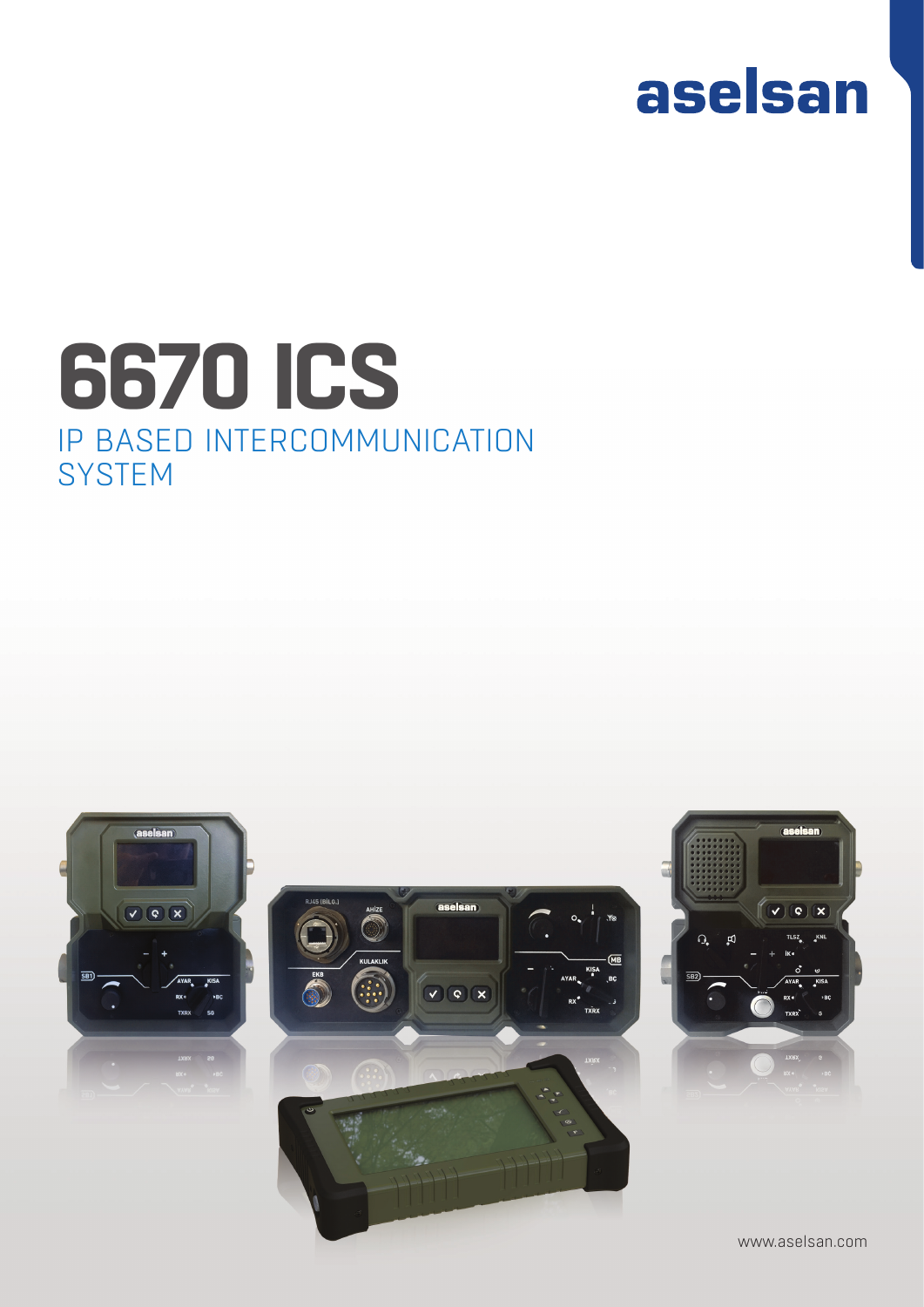aselsan

# 6670 ICS

## IP BASED INTERCOMMUNICATION SYSTEM

www.aselsan.com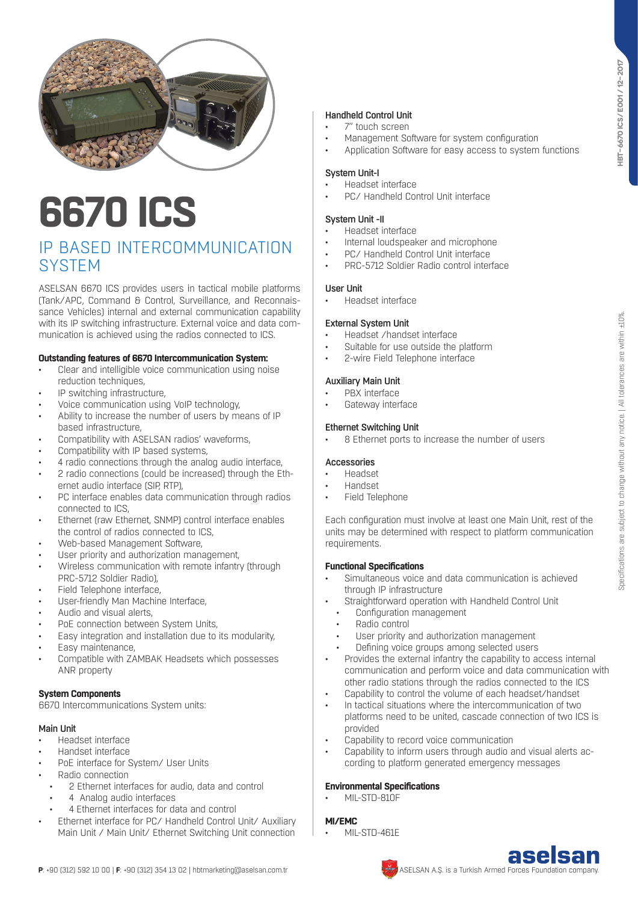# 6670 ICS

## IP BASED INTERCOMMUNICATION SYSTEM

ASELSAN 6670 ICS provides users in tactical mobile platforms (Tank/APC, Command & Control, Surveillance, and Reconnaissance Vehicles) internal and external communication capability with its IP switching infrastructure. External voice and data communication is achieved using the radios connected to ICS.

**Outstanding features of 6670 Intercommunication System:**

- Clear and intelligible voice communication using noise reduction techniques,
- IP switching infrastructure,
- Voice communication using VoIP technology,
- Ability to increase the number of users by means of IP based infrastructure,
- Compatibility with ASELSAN radios' waveforms,
- Compatibility with IP based systems,
- 4 radio connections through the analog audio interface,
- 2 radio connections (could be increased) through the Ethernet audio interface (SIP, RTP),
- PC interface enables data communication through radios connected to ICS,
- Ethernet (raw Ethernet, SNMP) control interface enables the control of radios connected to ICS,
- Web-based Management Software,
- User priority and authorization management,
- Wireless communication with remote infantry (through PRC-5712 Soldier Radio),
- Field Telephone interface,
- User-friendly Man Machine Interface,
- Audio and visual alerts,
- PoE connection between System Units,
- Easy integration and installation due to its modularity,
- Easy maintenance,
- Compatible with ZAMBAK Headsets which possesses ANR property

**System Components**

6670 Intercommunications System units:

### Main Unit

- Headset interface
- Handset interface
- PoE interface for System/ User Units
- Radio connection
  - 2 Ethernet interfaces for audio, data and control
  - 4 Analog audio interfaces
  - 4 Ethernet interfaces for data and control
- Ethernet interface for PC/ Handheld Control Unit/ Auxiliary Main Unit / Main Unit/ Ethernet Switching Unit connection

### Handheld Control Unit

- 7" touch screen
- Management Software for system configuration
- Application Software for easy access to system functions

### System Unit-I

- Headset interface
- PC/ Handheld Control Unit interface

### System Unit -II

- Headset interface
- Internal loudspeaker and microphone
- PC/ Handheld Control Unit interface
- PRC-5712 Soldier Radio control interface

### User Unit

- Headset interface

### External System Unit

- Headset /handset interface
- Suitable for use outside the platform
- 2-wire Field Telephone interface

### Auxiliary Main Unit

- PBX interface
- Gateway interface

### Ethernet Switching Unit

- 8 Ethernet ports to increase the number of users

### Accessories

- Headset
- Handset
- Field Telephone

Each configuration must involve at least one Main Unit, rest of the units may be determined with respect to platform communication requirements.

**Functional Specifications**

- Simultaneous voice and data communication is achieved through IP infrastructure
- Straightforward operation with Handheld Control Unit
  - Configuration management
  - Radio control
  - User priority and authorization management
  - Defining voice groups among selected users
- Provides the external infantry the capability to access internal communication and perform voice and data communication with other radio stations through the radios connected to the ICS
- Capability to control the volume of each headset/handset
- In tactical situations where the intercommunication of two platforms need to be united, cascade connection of two ICS is provided
- Capability to record voice communication
- Capability to inform users through audio and visual alerts according to platform generated emergency messages

**Environmental Specifications**

- MIL-STD-810F

**MI/EMC**

- MIL-STD-461E

Specifications are subject to change without any notice. | All tolerances are within ±10%.

**P**: +90 (312) 592 10 00 | **F**: +90 (312) 354 13 02 | hbtmarketing@aselsan.com.tr

aselsan

ASELSAN A.Ş. is a Turkish Armed Forces Foundation company.